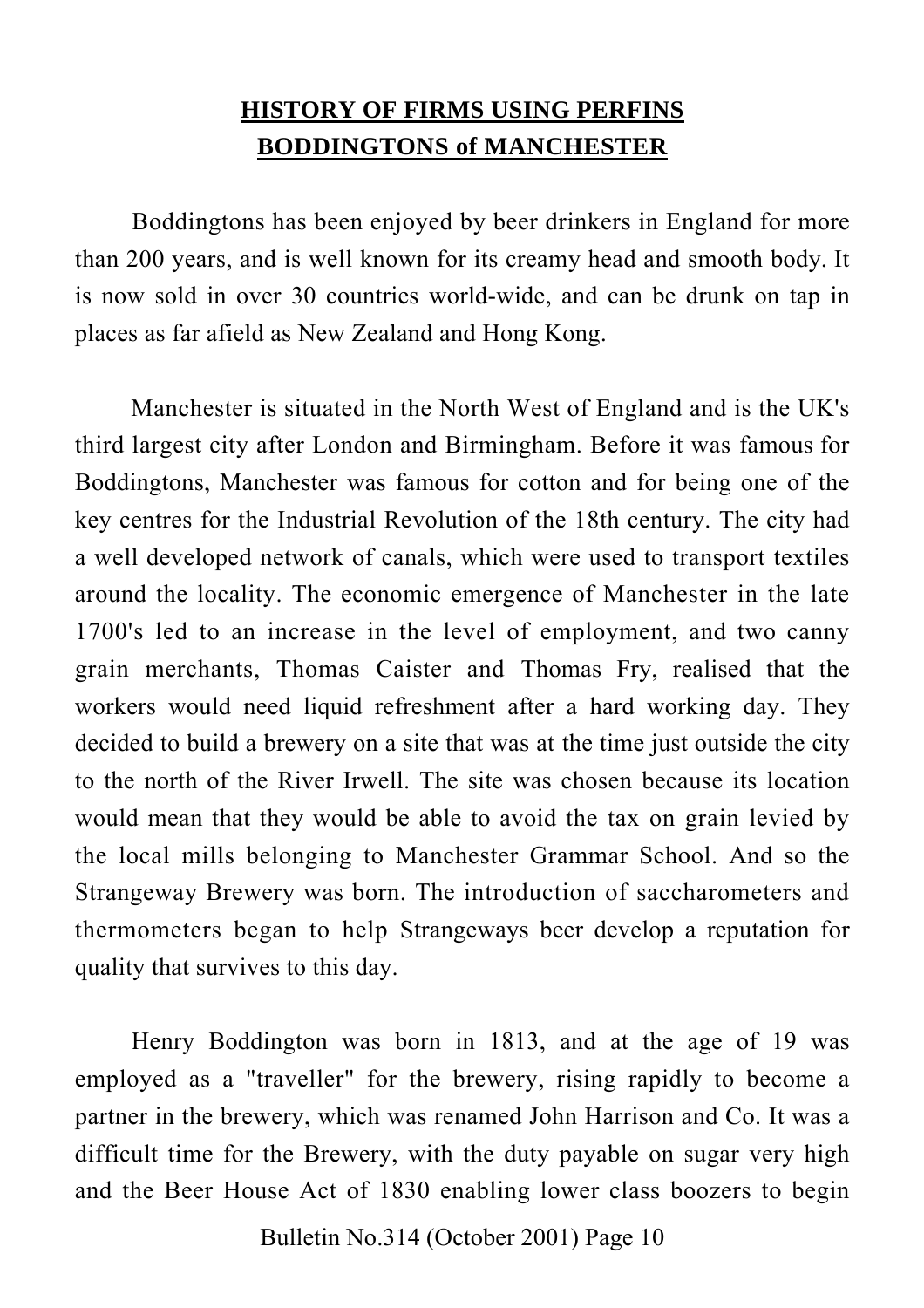# HISTORY OF FIRMS USING PERFINS
## BODDINGTONS of MANCHESTER

Boddingtons has been enjoyed by beer drinkers in England for more than 200 years, and is well known for its creamy head and smooth body. It is now sold in over 30 countries world-wide, and can be drunk on tap in places as far afield as New Zealand and Hong Kong.

Manchester is situated in the North West of England and is the UK's third largest city after London and Birmingham. Before it was famous for Boddingtons, Manchester was famous for cotton and for being one of the key centres for the Industrial Revolution of the 18th century. The city had a well developed network of canals, which were used to transport textiles around the locality. The economic emergence of Manchester in the late 1700's led to an increase in the level of employment, and two canny grain merchants, Thomas Caister and Thomas Fry, realised that the workers would need liquid refreshment after a hard working day. They decided to build a brewery on a site that was at the time just outside the city to the north of the River Irwell. The site was chosen because its location would mean that they would be able to avoid the tax on grain levied by the local mills belonging to Manchester Grammar School. And so the Strangeway Brewery was born. The introduction of saccharometers and thermometers began to help Strangeways beer develop a reputation for quality that survives to this day.

Henry Boddington was born in 1813, and at the age of 19 was employed as a "traveller" for the brewery, rising rapidly to become a partner in the brewery, which was renamed John Harrison and Co. It was a difficult time for the Brewery, with the duty payable on sugar very high and the Beer House Act of 1830 enabling lower class boozers to begin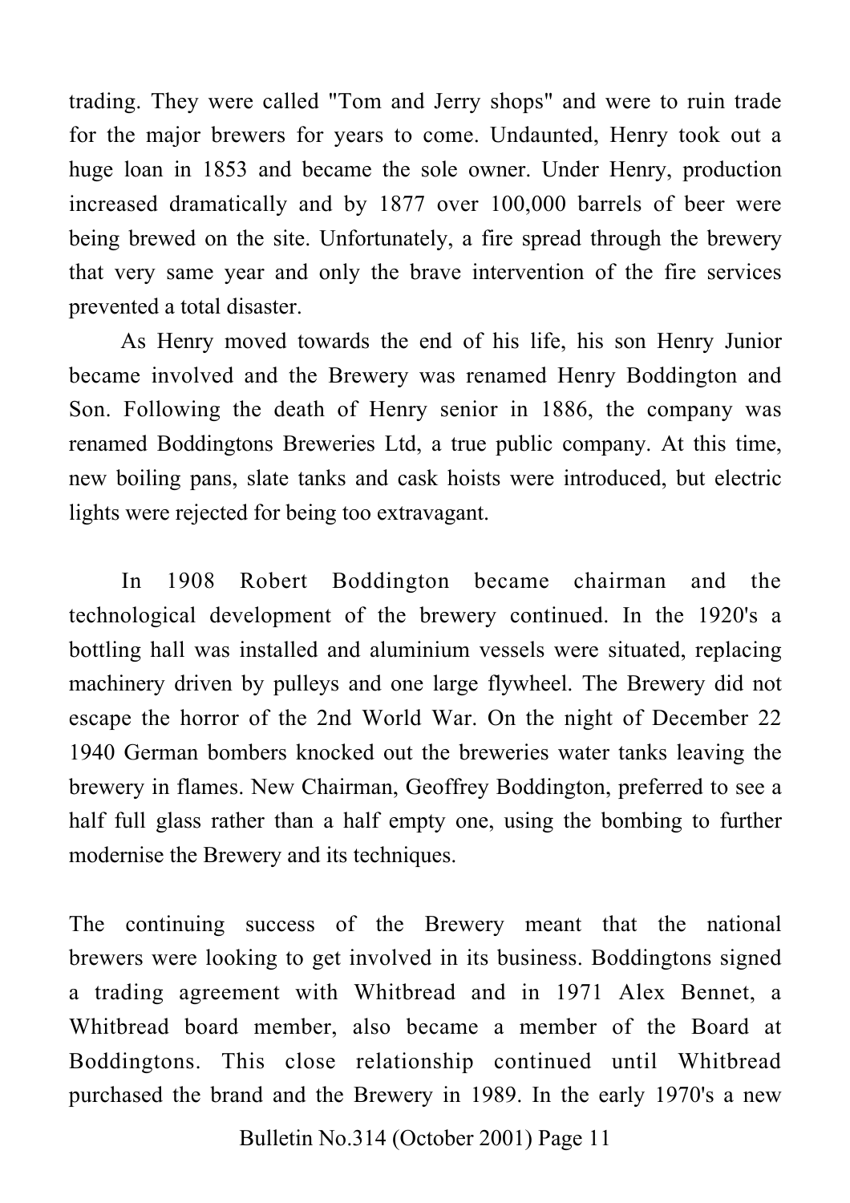trading. They were called "Tom and Jerry shops" and were to ruin trade for the major brewers for years to come. Undaunted, Henry took out a huge loan in 1853 and became the sole owner. Under Henry, production increased dramatically and by 1877 over 100,000 barrels of beer were being brewed on the site. Unfortunately, a fire spread through the brewery that very same year and only the brave intervention of the fire services prevented a total disaster.

As Henry moved towards the end of his life, his son Henry Junior became involved and the Brewery was renamed Henry Boddington and Son. Following the death of Henry senior in 1886, the company was renamed Boddingtons Breweries Ltd, a true public company. At this time, new boiling pans, slate tanks and cask hoists were introduced, but electric lights were rejected for being too extravagant.

In 1908 Robert Boddington became chairman and the technological development of the brewery continued. In the 1920's a bottling hall was installed and aluminium vessels were situated, replacing machinery driven by pulleys and one large flywheel. The Brewery did not escape the horror of the 2nd World War. On the night of December 22 1940 German bombers knocked out the breweries water tanks leaving the brewery in flames. New Chairman, Geoffrey Boddington, preferred to see a half full glass rather than a half empty one, using the bombing to further modernise the Brewery and its techniques.

The continuing success of the Brewery meant that the national brewers were looking to get involved in its business. Boddingtons signed a trading agreement with Whitbread and in 1971 Alex Bennet, a Whitbread board member, also became a member of the Board at Boddingtons. This close relationship continued until Whitbread purchased the brand and the Brewery in 1989. In the early 1970's a new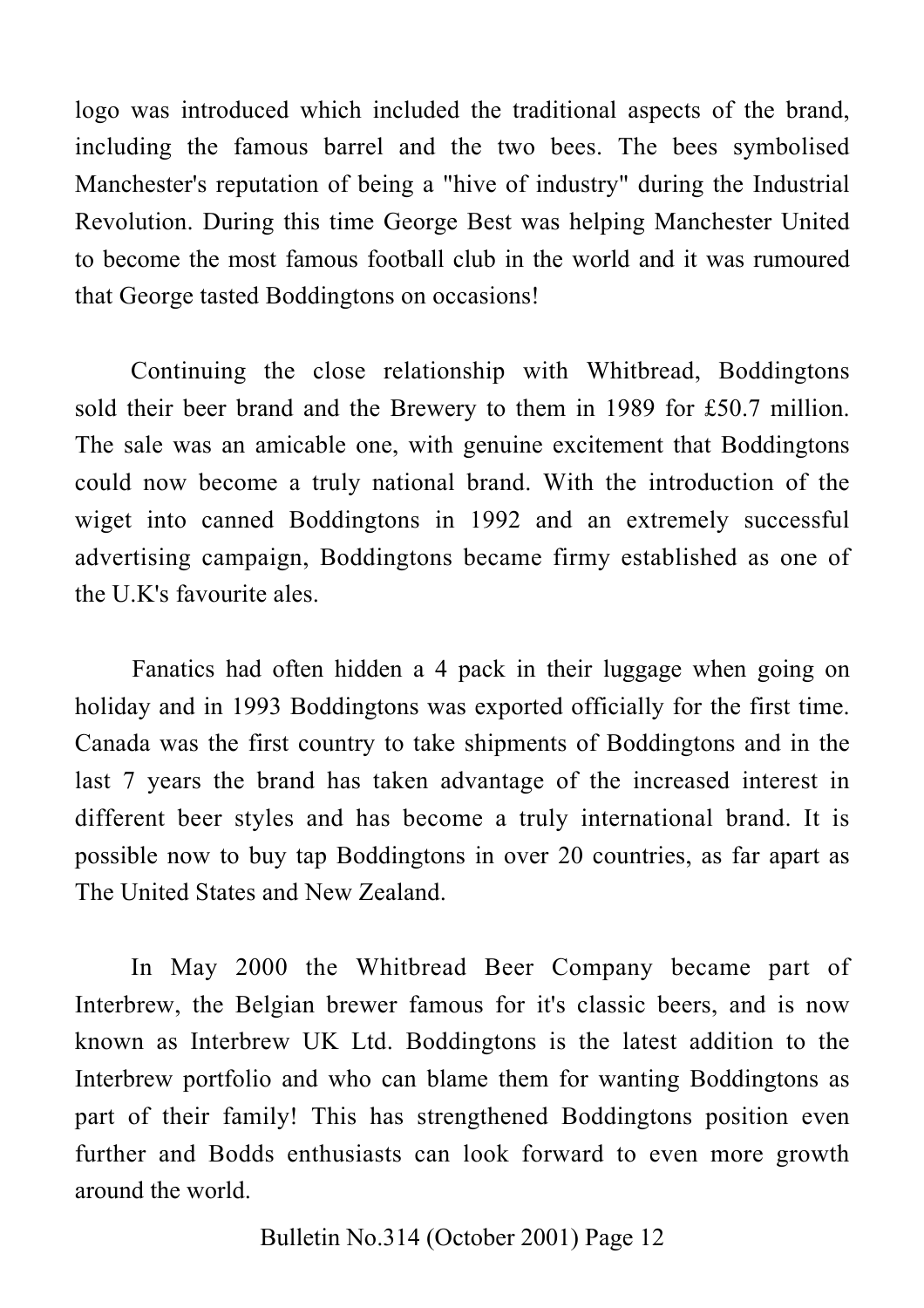logo was introduced which included the traditional aspects of the brand, including the famous barrel and the two bees. The bees symbolised Manchester's reputation of being a "hive of industry" during the Industrial Revolution. During this time George Best was helping Manchester United to become the most famous football club in the world and it was rumoured that George tasted Boddingtons on occasions!

Continuing the close relationship with Whitbread, Boddingtons sold their beer brand and the Brewery to them in 1989 for £50.7 million. The sale was an amicable one, with genuine excitement that Boddingtons could now become a truly national brand. With the introduction of the wiget into canned Boddingtons in 1992 and an extremely successful advertising campaign, Boddingtons became firmy established as one of the U.K's favourite ales.

Fanatics had often hidden a 4 pack in their luggage when going on holiday and in 1993 Boddingtons was exported officially for the first time. Canada was the first country to take shipments of Boddingtons and in the last 7 years the brand has taken advantage of the increased interest in different beer styles and has become a truly international brand. It is possible now to buy tap Boddingtons in over 20 countries, as far apart as The United States and New Zealand.

In May 2000 the Whitbread Beer Company became part of Interbrew, the Belgian brewer famous for it's classic beers, and is now known as Interbrew UK Ltd. Boddingtons is the latest addition to the Interbrew portfolio and who can blame them for wanting Boddingtons as part of their family! This has strengthened Boddingtons position even further and Bodds enthusiasts can look forward to even more growth around the world.